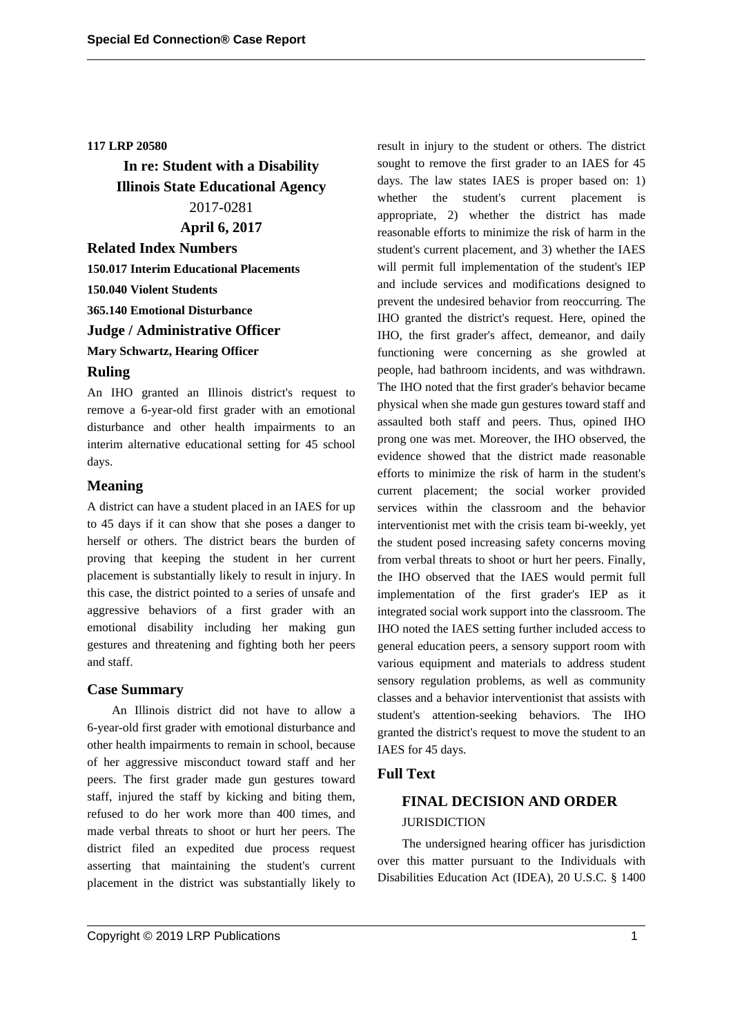**117 LRP 20580**

**In re: Student with a Disability**

**Illinois State Educational Agency**

2017-0281

**April 6, 2017**

## Related Index Numbers

**150.017 Interim Educational Placements**

**150.040 Violent Students**

**365.140 Emotional Disturbance**

## Judge / Administrative Officer

**Mary Schwartz, Hearing Officer**

## Ruling

An IHO granted an Illinois district's request to remove a 6-year-old first grader with an emotional disturbance and other health impairments to an interim alternative educational setting for 45 school days.

## Meaning

A district can have a student placed in an IAES for up to 45 days if it can show that she poses a danger to herself or others. The district bears the burden of proving that keeping the student in her current placement is substantially likely to result in injury. In this case, the district pointed to a series of unsafe and aggressive behaviors of a first grader with an emotional disability including her making gun gestures and threatening and fighting both her peers and staff.

## Case Summary

An Illinois district did not have to allow a 6-year-old first grader with emotional disturbance and other health impairments to remain in school, because of her aggressive misconduct toward staff and her peers. The first grader made gun gestures toward staff, injured the staff by kicking and biting them, refused to do her work more than 400 times, and made verbal threats to shoot or hurt her peers. The district filed an expedited due process request asserting that maintaining the student's current placement in the district was substantially likely to result in injury to the student or others. The district sought to remove the first grader to an IAES for 45 days. The law states IAES is proper based on: 1) whether the student's current placement is appropriate, 2) whether the district has made reasonable efforts to minimize the risk of harm in the student's current placement, and 3) whether the IAES will permit full implementation of the student's IEP and include services and modifications designed to prevent the undesired behavior from reoccurring. The IHO granted the district's request. Here, opined the IHO, the first grader's affect, demeanor, and daily functioning were concerning as she growled at people, had bathroom incidents, and was withdrawn. The IHO noted that the first grader's behavior became physical when she made gun gestures toward staff and assaulted both staff and peers. Thus, opined IHO prong one was met. Moreover, the IHO observed, the evidence showed that the district made reasonable efforts to minimize the risk of harm in the student's current placement; the social worker provided services within the classroom and the behavior interventionist met with the crisis team bi-weekly, yet the student posed increasing safety concerns moving from verbal threats to shoot or hurt her peers. Finally, the IHO observed that the IAES would permit full implementation of the first grader's IEP as it integrated social work support into the classroom. The IHO noted the IAES setting further included access to general education peers, a sensory support room with various equipment and materials to address student sensory regulation problems, as well as community classes and a behavior interventionist that assists with student's attention-seeking behaviors. The IHO granted the district's request to move the student to an IAES for 45 days.

## Full Text

### FINAL DECISION AND ORDER

JURISDICTION

The undersigned hearing officer has jurisdiction over this matter pursuant to the Individuals with Disabilities Education Act (IDEA), 20 U.S.C. § 1400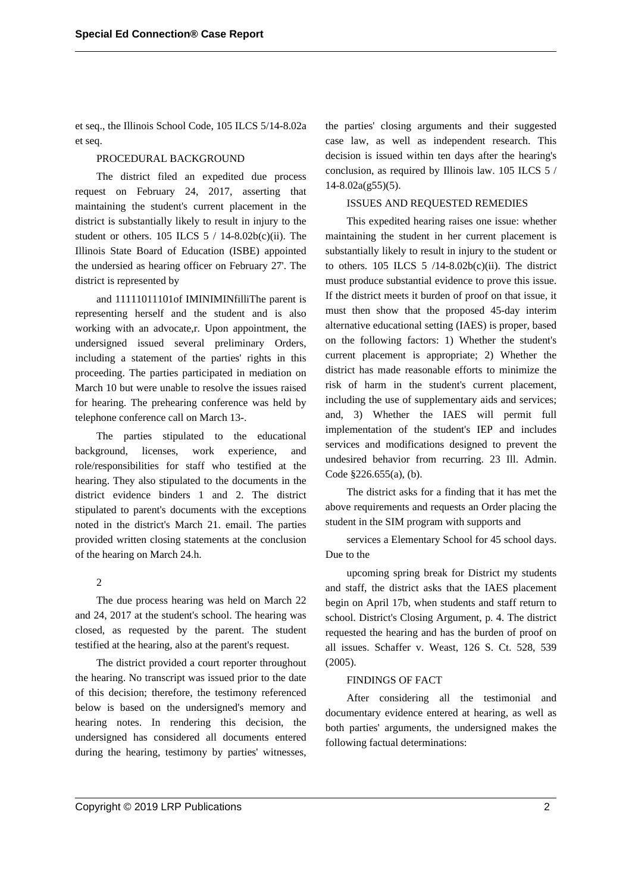et seq., the Illinois School Code, 105 ILCS 5/14-8.02a et seq.

PROCEDURAL BACKGROUND

The district filed an expedited due process request on February 24, 2017, asserting that maintaining the student's current placement in the district is substantially likely to result in injury to the student or others. 105 ILCS 5 / 14-8.02b(c)(ii). The Illinois State Board of Education (ISBE) appointed the undersied as hearing officer on February 27'. The district is represented by

and 11111011101of IMINIMINfilliThe parent is representing herself and the student and is also working with an advocate,r. Upon appointment, the undersigned issued several preliminary Orders, including a statement of the parties' rights in this proceeding. The parties participated in mediation on March 10 but were unable to resolve the issues raised for hearing. The prehearing conference was held by telephone conference call on March 13-.

The parties stipulated to the educational background, licenses, work experience, and role/responsibilities for staff who testified at the hearing. They also stipulated to the documents in the district evidence binders 1 and 2. The district stipulated to parent's documents with the exceptions noted in the district's March 21. email. The parties provided written closing statements at the conclusion of the hearing on March 24.h.

2

The due process hearing was held on March 22 and 24, 2017 at the student's school. The hearing was closed, as requested by the parent. The student testified at the hearing, also at the parent's request.

The district provided a court reporter throughout the hearing. No transcript was issued prior to the date of this decision; therefore, the testimony referenced below is based on the undersigned's memory and hearing notes. In rendering this decision, the undersigned has considered all documents entered during the hearing, testimony by parties' witnesses, the parties' closing arguments and their suggested case law, as well as independent research. This decision is issued within ten days after the hearing's conclusion, as required by Illinois law. 105 ILCS 5 / 14-8.02a(g55)(5).

ISSUES AND REQUESTED REMEDIES

This expedited hearing raises one issue: whether maintaining the student in her current placement is substantially likely to result in injury to the student or to others. 105 ILCS 5 /14-8.02b(c)(ii). The district must produce substantial evidence to prove this issue. If the district meets it burden of proof on that issue, it must then show that the proposed 45-day interim alternative educational setting (IAES) is proper, based on the following factors: 1) Whether the student's current placement is appropriate; 2) Whether the district has made reasonable efforts to minimize the risk of harm in the student's current placement, including the use of supplementary aids and services; and, 3) Whether the IAES will permit full implementation of the student's IEP and includes services and modifications designed to prevent the undesired behavior from recurring. 23 Ill. Admin. Code §226.655(a), (b).

The district asks for a finding that it has met the above requirements and requests an Order placing the student in the SIM program with supports and

services a Elementary School for 45 school days. Due to the

upcoming spring break for District my students and staff, the district asks that the IAES placement begin on April 17b, when students and staff return to school. District's Closing Argument, p. 4. The district requested the hearing and has the burden of proof on all issues. Schaffer v. Weast, 126 S. Ct. 528, 539 (2005).

FINDINGS OF FACT

After considering all the testimonial and documentary evidence entered at hearing, as well as both parties' arguments, the undersigned makes the following factual determinations: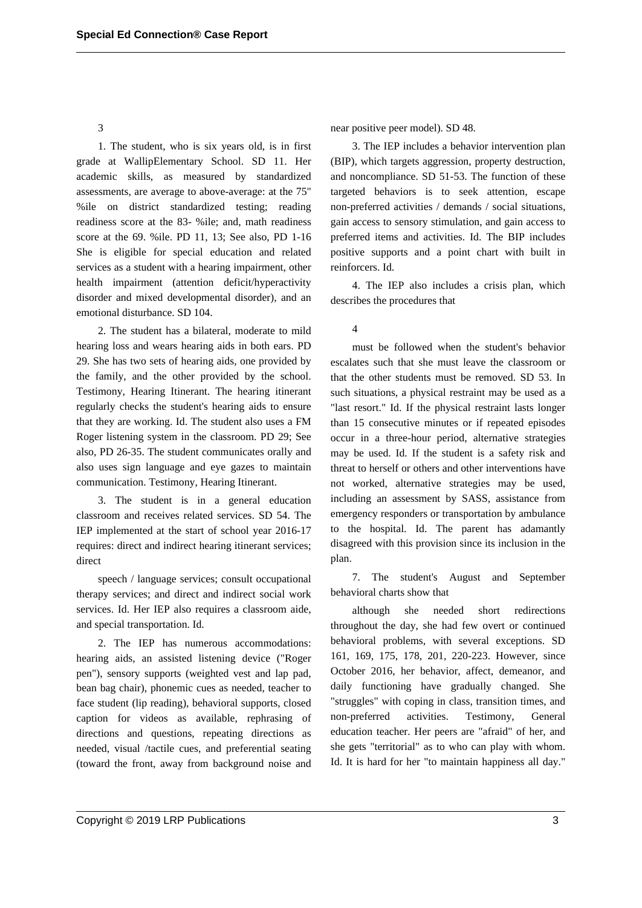3

1. The student, who is six years old, is in first grade at WallipElementary School. SD 11. Her academic skills, as measured by standardized assessments, are average to above-average: at the 75" %ile on district standardized testing; reading readiness score at the 83- %ile; and, math readiness score at the 69. %ile. PD 11, 13; See also, PD 1-16 She is eligible for special education and related services as a student with a hearing impairment, other health impairment (attention deficit/hyperactivity disorder and mixed developmental disorder), and an emotional disturbance. SD 104.

2. The student has a bilateral, moderate to mild hearing loss and wears hearing aids in both ears. PD 29. She has two sets of hearing aids, one provided by the family, and the other provided by the school. Testimony, Hearing Itinerant. The hearing itinerant regularly checks the student's hearing aids to ensure that they are working. Id. The student also uses a FM Roger listening system in the classroom. PD 29; See also, PD 26-35. The student communicates orally and also uses sign language and eye gazes to maintain communication. Testimony, Hearing Itinerant.

3. The student is in a general education classroom and receives related services. SD 54. The IEP implemented at the start of school year 2016-17 requires: direct and indirect hearing itinerant services; direct

speech / language services; consult occupational therapy services; and direct and indirect social work services. Id. Her IEP also requires a classroom aide, and special transportation. Id.

2. The IEP has numerous accommodations: hearing aids, an assisted listening device ("Roger pen"), sensory supports (weighted vest and lap pad, bean bag chair), phonemic cues as needed, teacher to face student (lip reading), behavioral supports, closed caption for videos as available, rephrasing of directions and questions, repeating directions as needed, visual /tactile cues, and preferential seating (toward the front, away from background noise and near positive peer model). SD 48.

3. The IEP includes a behavior intervention plan (BIP), which targets aggression, property destruction, and noncompliance. SD 51-53. The function of these targeted behaviors is to seek attention, escape non-preferred activities / demands / social situations, gain access to sensory stimulation, and gain access to preferred items and activities. Id. The BIP includes positive supports and a point chart with built in reinforcers. Id.

4. The IEP also includes a crisis plan, which describes the procedures that

4

must be followed when the student's behavior escalates such that she must leave the classroom or that the other students must be removed. SD 53. In such situations, a physical restraint may be used as a "last resort." Id. If the physical restraint lasts longer than 15 consecutive minutes or if repeated episodes occur in a three-hour period, alternative strategies may be used. Id. If the student is a safety risk and threat to herself or others and other interventions have not worked, alternative strategies may be used, including an assessment by SASS, assistance from emergency responders or transportation by ambulance to the hospital. Id. The parent has adamantly disagreed with this provision since its inclusion in the plan.

7. The student's August and September behavioral charts show that

although she needed short redirections throughout the day, she had few overt or continued behavioral problems, with several exceptions. SD 161, 169, 175, 178, 201, 220-223. However, since October 2016, her behavior, affect, demeanor, and daily functioning have gradually changed. She "struggles" with coping in class, transition times, and non-preferred activities. Testimony, General education teacher. Her peers are "afraid" of her, and she gets "territorial" as to who can play with whom. Id. It is hard for her "to maintain happiness all day."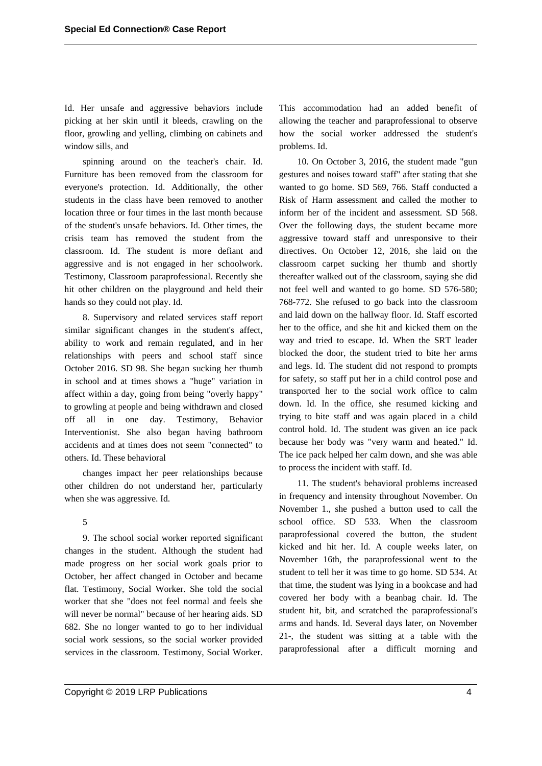Id. Her unsafe and aggressive behaviors include picking at her skin until it bleeds, crawling on the floor, growling and yelling, climbing on cabinets and window sills, and

spinning around on the teacher's chair. Id. Furniture has been removed from the classroom for everyone's protection. Id. Additionally, the other students in the class have been removed to another location three or four times in the last month because of the student's unsafe behaviors. Id. Other times, the crisis team has removed the student from the classroom. Id. The student is more defiant and aggressive and is not engaged in her schoolwork. Testimony, Classroom paraprofessional. Recently she hit other children on the playground and held their hands so they could not play. Id.

8. Supervisory and related services staff report similar significant changes in the student's affect, ability to work and remain regulated, and in her relationships with peers and school staff since October 2016. SD 98. She began sucking her thumb in school and at times shows a "huge" variation in affect within a day, going from being "overly happy" to growling at people and being withdrawn and closed off all in one day. Testimony, Behavior Interventionist. She also began having bathroom accidents and at times does not seem "connected" to others. Id. These behavioral

changes impact her peer relationships because other children do not understand her, particularly when she was aggressive. Id.

5

9. The school social worker reported significant changes in the student. Although the student had made progress on her social work goals prior to October, her affect changed in October and became flat. Testimony, Social Worker. She told the social worker that she "does not feel normal and feels she will never be normal" because of her hearing aids. SD 682. She no longer wanted to go to her individual social work sessions, so the social worker provided services in the classroom. Testimony, Social Worker. This accommodation had an added benefit of allowing the teacher and paraprofessional to observe how the social worker addressed the student's problems. Id.

10. On October 3, 2016, the student made "gun gestures and noises toward staff" after stating that she wanted to go home. SD 569, 766. Staff conducted a Risk of Harm assessment and called the mother to inform her of the incident and assessment. SD 568. Over the following days, the student became more aggressive toward staff and unresponsive to their directives. On October 12, 2016, she laid on the classroom carpet sucking her thumb and shortly thereafter walked out of the classroom, saying she did not feel well and wanted to go home. SD 576-580; 768-772. She refused to go back into the classroom and laid down on the hallway floor. Id. Staff escorted her to the office, and she hit and kicked them on the way and tried to escape. Id. When the SRT leader blocked the door, the student tried to bite her arms and legs. Id. The student did not respond to prompts for safety, so staff put her in a child control pose and transported her to the social work office to calm down. Id. In the office, she resumed kicking and trying to bite staff and was again placed in a child control hold. Id. The student was given an ice pack because her body was "very warm and heated." Id. The ice pack helped her calm down, and she was able to process the incident with staff. Id.

11. The student's behavioral problems increased in frequency and intensity throughout November. On November 1., she pushed a button used to call the school office. SD 533. When the classroom paraprofessional covered the button, the student kicked and hit her. Id. A couple weeks later, on November 16th, the paraprofessional went to the student to tell her it was time to go home. SD 534. At that time, the student was lying in a bookcase and had covered her body with a beanbag chair. Id. The student hit, bit, and scratched the paraprofessional's arms and hands. Id. Several days later, on November 21-, the student was sitting at a table with the paraprofessional after a difficult morning and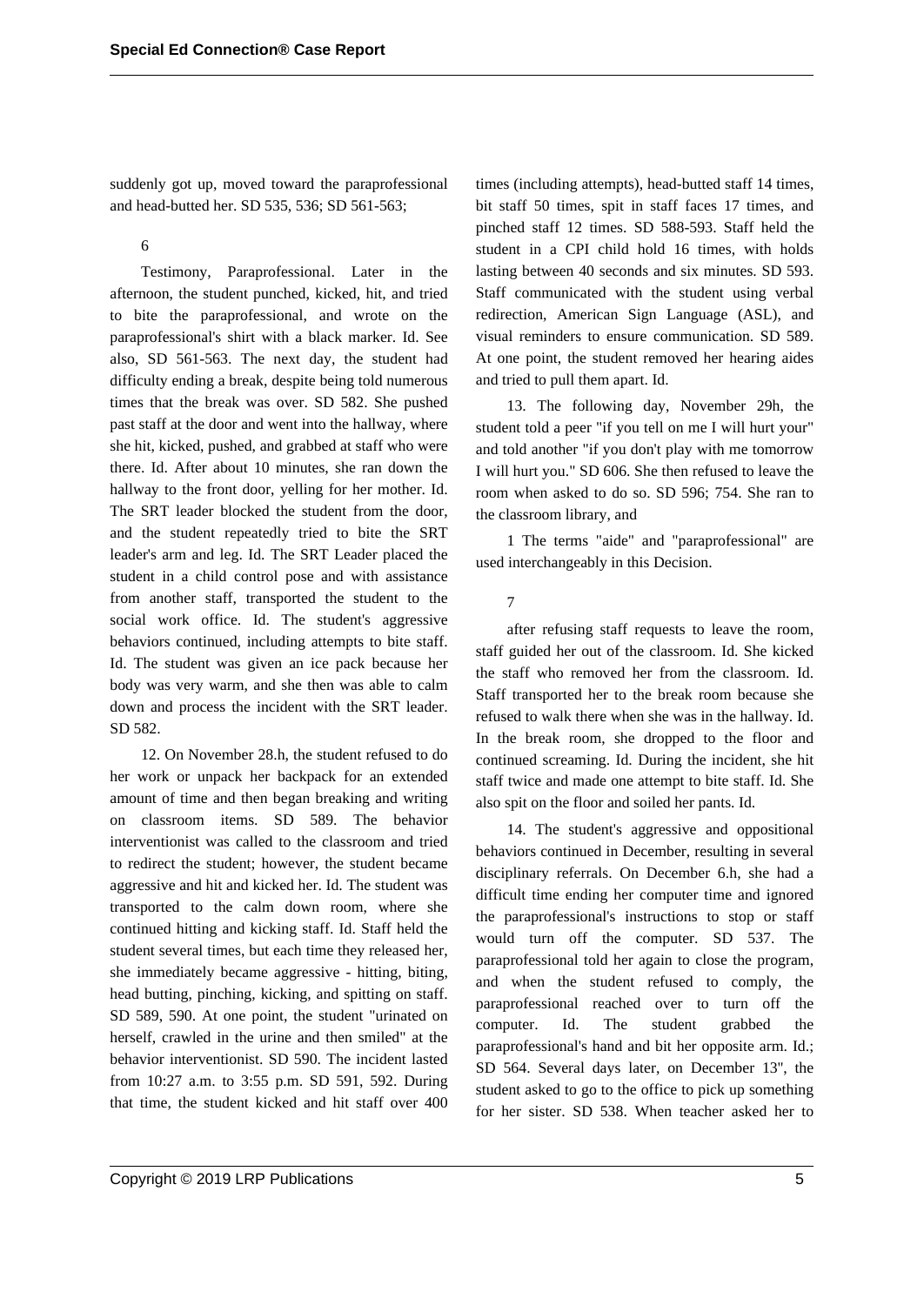suddenly got up, moved toward the paraprofessional and head-butted her. SD 535, 536; SD 561-563;

6

Testimony, Paraprofessional. Later in the afternoon, the student punched, kicked, hit, and tried to bite the paraprofessional, and wrote on the paraprofessional's shirt with a black marker. Id. See also, SD 561-563. The next day, the student had difficulty ending a break, despite being told numerous times that the break was over. SD 582. She pushed past staff at the door and went into the hallway, where she hit, kicked, pushed, and grabbed at staff who were there. Id. After about 10 minutes, she ran down the hallway to the front door, yelling for her mother. Id. The SRT leader blocked the student from the door, and the student repeatedly tried to bite the SRT leader's arm and leg. Id. The SRT Leader placed the student in a child control pose and with assistance from another staff, transported the student to the social work office. Id. The student's aggressive behaviors continued, including attempts to bite staff. Id. The student was given an ice pack because her body was very warm, and she then was able to calm down and process the incident with the SRT leader. SD 582.

12. On November 28.h, the student refused to do her work or unpack her backpack for an extended amount of time and then began breaking and writing on classroom items. SD 589. The behavior interventionist was called to the classroom and tried to redirect the student; however, the student became aggressive and hit and kicked her. Id. The student was transported to the calm down room, where she continued hitting and kicking staff. Id. Staff held the student several times, but each time they released her, she immediately became aggressive - hitting, biting, head butting, pinching, kicking, and spitting on staff. SD 589, 590. At one point, the student "urinated on herself, crawled in the urine and then smiled" at the behavior interventionist. SD 590. The incident lasted from 10:27 a.m. to 3:55 p.m. SD 591, 592. During that time, the student kicked and hit staff over 400 times (including attempts), head-butted staff 14 times, bit staff 50 times, spit in staff faces 17 times, and pinched staff 12 times. SD 588-593. Staff held the student in a CPI child hold 16 times, with holds lasting between 40 seconds and six minutes. SD 593. Staff communicated with the student using verbal redirection, American Sign Language (ASL), and visual reminders to ensure communication. SD 589. At one point, the student removed her hearing aides and tried to pull them apart. Id.

13. The following day, November 29h, the student told a peer "if you tell on me I will hurt your" and told another "if you don't play with me tomorrow I will hurt you." SD 606. She then refused to leave the room when asked to do so. SD 596; 754. She ran to the classroom library, and

7

after refusing staff requests to leave the room, staff guided her out of the classroom. Id. She kicked the staff who removed her from the classroom. Id. Staff transported her to the break room because she refused to walk there when she was in the hallway. Id. In the break room, she dropped to the floor and continued screaming. Id. During the incident, she hit staff twice and made one attempt to bite staff. Id. She also spit on the floor and soiled her pants. Id.

14. The student's aggressive and oppositional behaviors continued in December, resulting in several disciplinary referrals. On December 6.h, she had a difficult time ending her computer time and ignored the paraprofessional's instructions to stop or staff would turn off the computer. SD 537. The paraprofessional told her again to close the program, and when the student refused to comply, the paraprofessional reached over to turn off the computer. Id. The student grabbed the paraprofessional's hand and bit her opposite arm. Id.; SD 564. Several days later, on December 13'', the student asked to go to the office to pick up something for her sister. SD 538. When teacher asked her to

1 The terms "aide" and "paraprofessional" are used interchangeably in this Decision.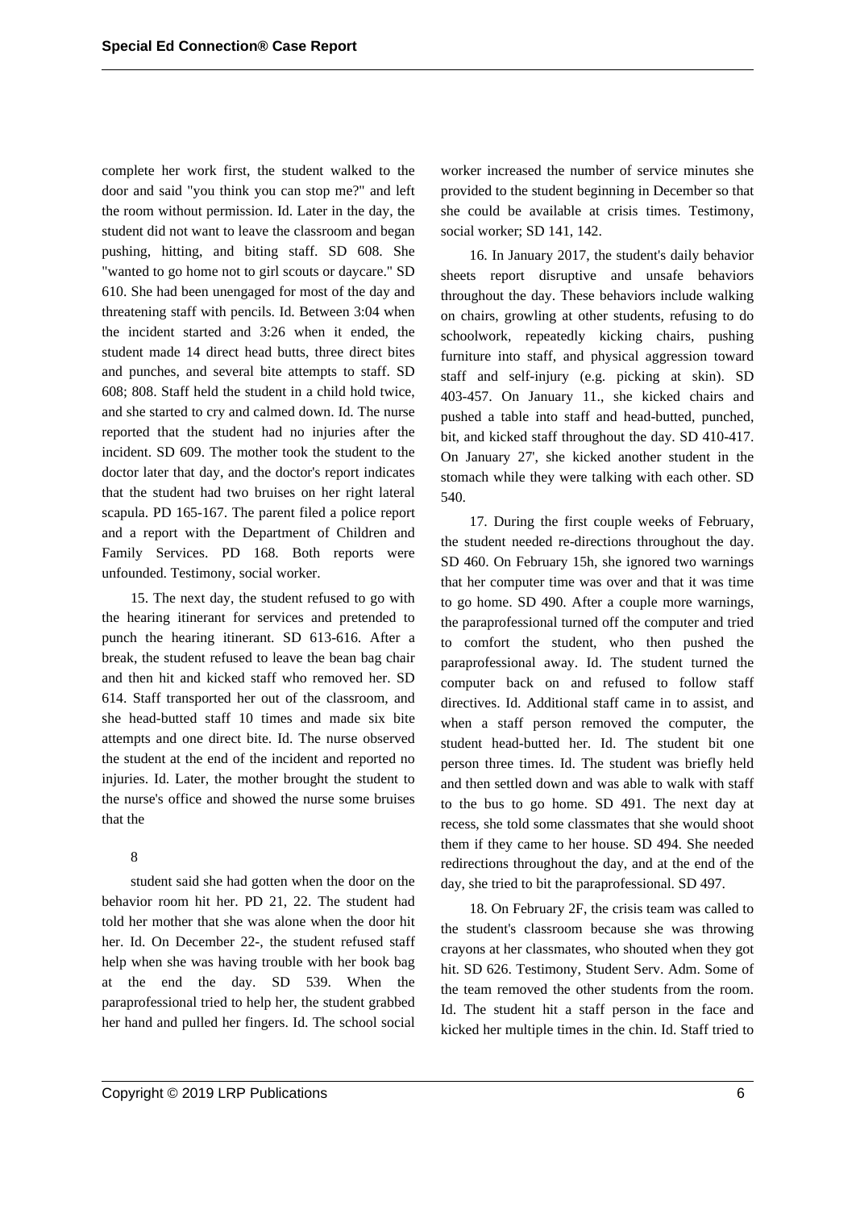complete her work first, the student walked to the door and said "you think you can stop me?" and left the room without permission. Id. Later in the day, the student did not want to leave the classroom and began pushing, hitting, and biting staff. SD 608. She "wanted to go home not to girl scouts or daycare." SD 610. She had been unengaged for most of the day and threatening staff with pencils. Id. Between 3:04 when the incident started and 3:26 when it ended, the student made 14 direct head butts, three direct bites and punches, and several bite attempts to staff. SD 608; 808. Staff held the student in a child hold twice, and she started to cry and calmed down. Id. The nurse reported that the student had no injuries after the incident. SD 609. The mother took the student to the doctor later that day, and the doctor's report indicates that the student had two bruises on her right lateral scapula. PD 165-167. The parent filed a police report and a report with the Department of Children and Family Services. PD 168. Both reports were unfounded. Testimony, social worker.

15. The next day, the student refused to go with the hearing itinerant for services and pretended to punch the hearing itinerant. SD 613-616. After a break, the student refused to leave the bean bag chair and then hit and kicked staff who removed her. SD 614. Staff transported her out of the classroom, and she head-butted staff 10 times and made six bite attempts and one direct bite. Id. The nurse observed the student at the end of the incident and reported no injuries. Id. Later, the mother brought the student to the nurse's office and showed the nurse some bruises that the

8

student said she had gotten when the door on the behavior room hit her. PD 21, 22. The student had told her mother that she was alone when the door hit her. Id. On December 22-, the student refused staff help when she was having trouble with her book bag at the end the day. SD 539. When the paraprofessional tried to help her, the student grabbed her hand and pulled her fingers. Id. The school social worker increased the number of service minutes she provided to the student beginning in December so that she could be available at crisis times. Testimony, social worker; SD 141, 142.

16. In January 2017, the student's daily behavior sheets report disruptive and unsafe behaviors throughout the day. These behaviors include walking on chairs, growling at other students, refusing to do schoolwork, repeatedly kicking chairs, pushing furniture into staff, and physical aggression toward staff and self-injury (e.g. picking at skin). SD 403-457. On January 11., she kicked chairs and pushed a table into staff and head-butted, punched, bit, and kicked staff throughout the day. SD 410-417. On January 27', she kicked another student in the stomach while they were talking with each other. SD 540.

17. During the first couple weeks of February, the student needed re-directions throughout the day. SD 460. On February 15h, she ignored two warnings that her computer time was over and that it was time to go home. SD 490. After a couple more warnings, the paraprofessional turned off the computer and tried to comfort the student, who then pushed the paraprofessional away. Id. The student turned the computer back on and refused to follow staff directives. Id. Additional staff came in to assist, and when a staff person removed the computer, the student head-butted her. Id. The student bit one person three times. Id. The student was briefly held and then settled down and was able to walk with staff to the bus to go home. SD 491. The next day at recess, she told some classmates that she would shoot them if they came to her house. SD 494. She needed redirections throughout the day, and at the end of the day, she tried to bit the paraprofessional. SD 497.

18. On February 2F, the crisis team was called to the student's classroom because she was throwing crayons at her classmates, who shouted when they got hit. SD 626. Testimony, Student Serv. Adm. Some of the team removed the other students from the room. Id. The student hit a staff person in the face and kicked her multiple times in the chin. Id. Staff tried to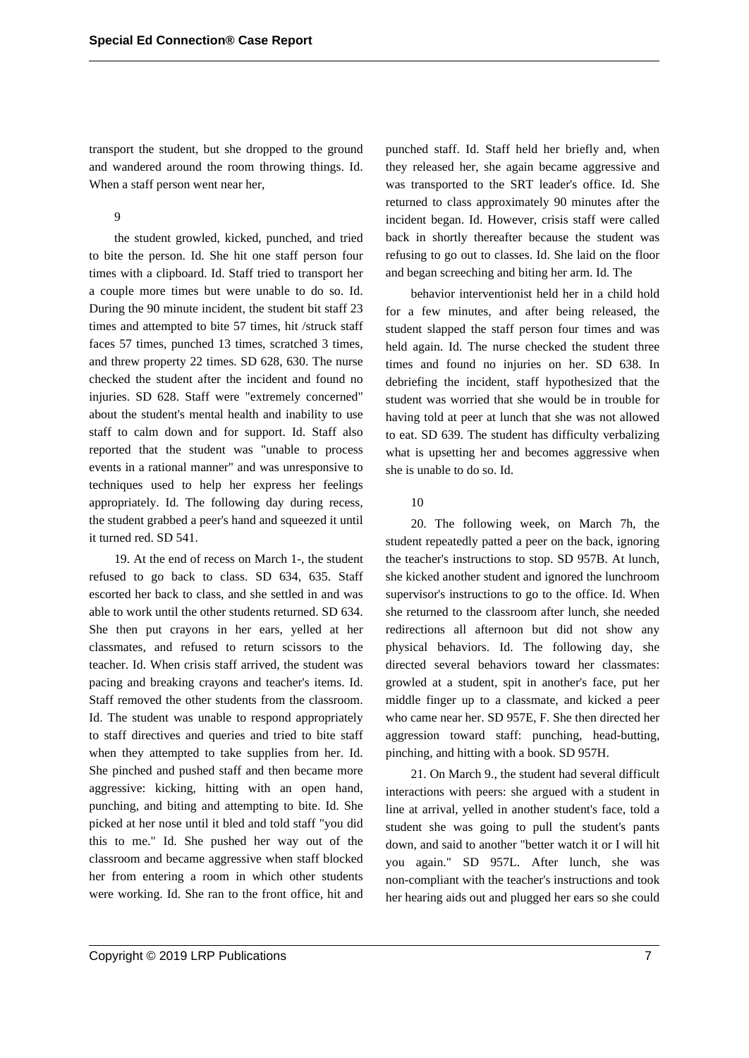transport the student, but she dropped to the ground and wandered around the room throwing things. Id. When a staff person went near her,

9

the student growled, kicked, punched, and tried to bite the person. Id. She hit one staff person four times with a clipboard. Id. Staff tried to transport her a couple more times but were unable to do so. Id. During the 90 minute incident, the student bit staff 23 times and attempted to bite 57 times, hit /struck staff faces 57 times, punched 13 times, scratched 3 times, and threw property 22 times. SD 628, 630. The nurse checked the student after the incident and found no injuries. SD 628. Staff were "extremely concerned" about the student's mental health and inability to use staff to calm down and for support. Id. Staff also reported that the student was "unable to process events in a rational manner" and was unresponsive to techniques used to help her express her feelings appropriately. Id. The following day during recess, the student grabbed a peer's hand and squeezed it until it turned red. SD 541.

19. At the end of recess on March 1-, the student refused to go back to class. SD 634, 635. Staff escorted her back to class, and she settled in and was able to work until the other students returned. SD 634. She then put crayons in her ears, yelled at her classmates, and refused to return scissors to the teacher. Id. When crisis staff arrived, the student was pacing and breaking crayons and teacher's items. Id. Staff removed the other students from the classroom. Id. The student was unable to respond appropriately to staff directives and queries and tried to bite staff when they attempted to take supplies from her. Id. She pinched and pushed staff and then became more aggressive: kicking, hitting with an open hand, punching, and biting and attempting to bite. Id. She picked at her nose until it bled and told staff "you did this to me." Id. She pushed her way out of the classroom and became aggressive when staff blocked her from entering a room in which other students were working. Id. She ran to the front office, hit and punched staff. Id. Staff held her briefly and, when they released her, she again became aggressive and was transported to the SRT leader's office. Id. She returned to class approximately 90 minutes after the incident began. Id. However, crisis staff were called back in shortly thereafter because the student was refusing to go out to classes. Id. She laid on the floor and began screeching and biting her arm. Id. The

behavior interventionist held her in a child hold for a few minutes, and after being released, the student slapped the staff person four times and was held again. Id. The nurse checked the student three times and found no injuries on her. SD 638. In debriefing the incident, staff hypothesized that the student was worried that she would be in trouble for having told at peer at lunch that she was not allowed to eat. SD 639. The student has difficulty verbalizing what is upsetting her and becomes aggressive when she is unable to do so. Id.

10

20. The following week, on March 7h, the student repeatedly patted a peer on the back, ignoring the teacher's instructions to stop. SD 957B. At lunch, she kicked another student and ignored the lunchroom supervisor's instructions to go to the office. Id. When she returned to the classroom after lunch, she needed redirections all afternoon but did not show any physical behaviors. Id. The following day, she directed several behaviors toward her classmates: growled at a student, spit in another's face, put her middle finger up to a classmate, and kicked a peer who came near her. SD 957E, F. She then directed her aggression toward staff: punching, head-butting, pinching, and hitting with a book. SD 957H.

21. On March 9., the student had several difficult interactions with peers: she argued with a student in line at arrival, yelled in another student's face, told a student she was going to pull the student's pants down, and said to another "better watch it or I will hit you again." SD 957L. After lunch, she was non-compliant with the teacher's instructions and took her hearing aids out and plugged her ears so she could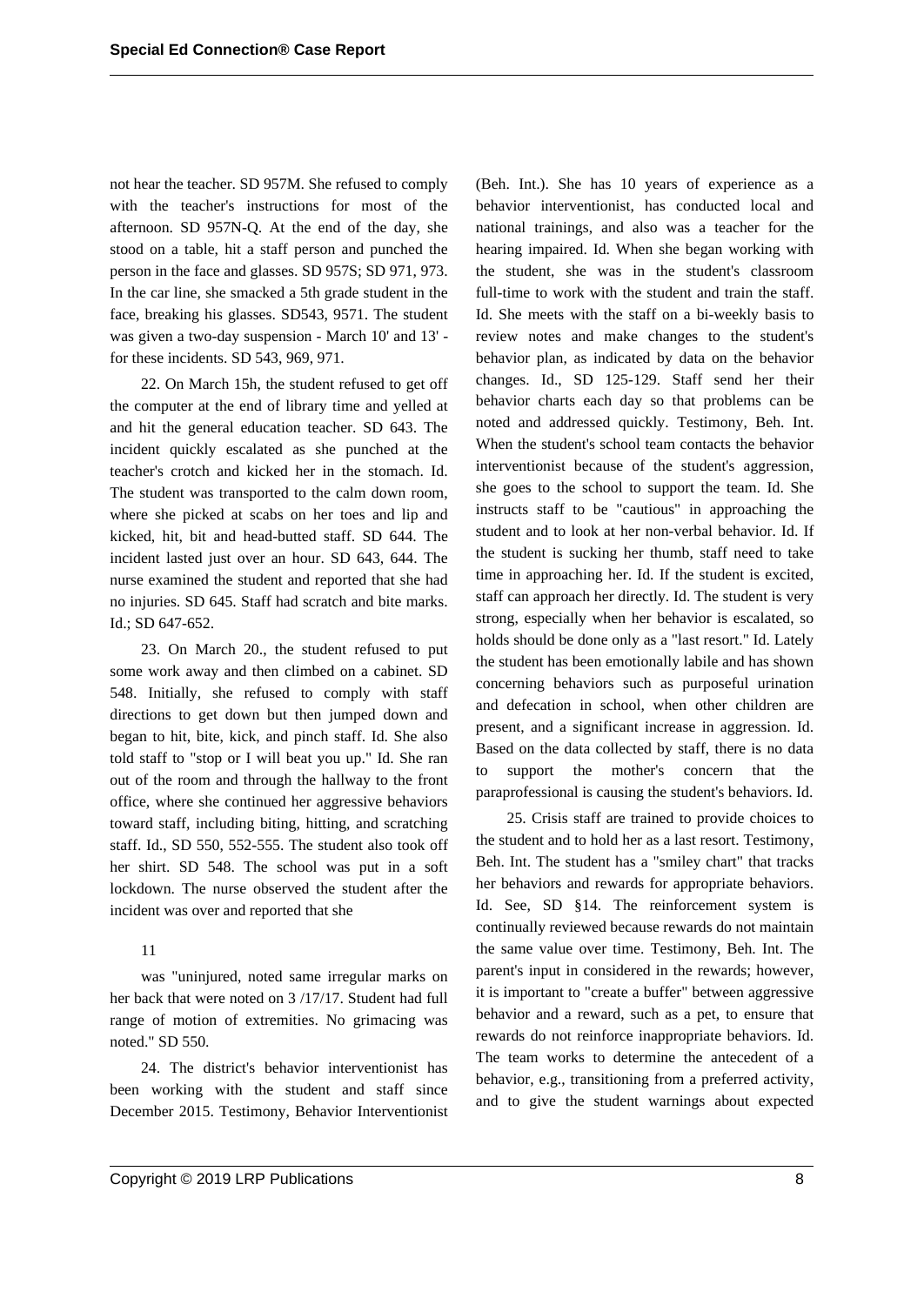not hear the teacher. SD 957M. She refused to comply with the teacher's instructions for most of the afternoon. SD 957N-Q. At the end of the day, she stood on a table, hit a staff person and punched the person in the face and glasses. SD 957S; SD 971, 973. In the car line, she smacked a 5th grade student in the face, breaking his glasses. SD543, 9571. The student was given a two-day suspension - March 10' and 13' - for these incidents. SD 543, 969, 971.

22. On March 15h, the student refused to get off the computer at the end of library time and yelled at and hit the general education teacher. SD 643. The incident quickly escalated as she punched at the teacher's crotch and kicked her in the stomach. Id. The student was transported to the calm down room, where she picked at scabs on her toes and lip and kicked, hit, bit and head-butted staff. SD 644. The incident lasted just over an hour. SD 643, 644. The nurse examined the student and reported that she had no injuries. SD 645. Staff had scratch and bite marks. Id.; SD 647-652.

23. On March 20., the student refused to put some work away and then climbed on a cabinet. SD 548. Initially, she refused to comply with staff directions to get down but then jumped down and began to hit, bite, kick, and pinch staff. Id. She also told staff to "stop or I will beat you up." Id. She ran out of the room and through the hallway to the front office, where she continued her aggressive behaviors toward staff, including biting, hitting, and scratching staff. Id., SD 550, 552-555. The student also took off her shirt. SD 548. The school was put in a soft lockdown. The nurse observed the student after the incident was over and reported that she

11

was "uninjured, noted same irregular marks on her back that were noted on 3 /17/17. Student had full range of motion of extremities. No grimacing was noted." SD 550.

24. The district's behavior interventionist has been working with the student and staff since December 2015. Testimony, Behavior Interventionist (Beh. Int.). She has 10 years of experience as a behavior interventionist, has conducted local and national trainings, and also was a teacher for the hearing impaired. Id. When she began working with the student, she was in the student's classroom full-time to work with the student and train the staff. Id. She meets with the staff on a bi-weekly basis to review notes and make changes to the student's behavior plan, as indicated by data on the behavior changes. Id., SD 125-129. Staff send her their behavior charts each day so that problems can be noted and addressed quickly. Testimony, Beh. Int. When the student's school team contacts the behavior interventionist because of the student's aggression, she goes to the school to support the team. Id. She instructs staff to be "cautious" in approaching the student and to look at her non-verbal behavior. Id. If the student is sucking her thumb, staff need to take time in approaching her. Id. If the student is excited, staff can approach her directly. Id. The student is very strong, especially when her behavior is escalated, so holds should be done only as a "last resort." Id. Lately the student has been emotionally labile and has shown concerning behaviors such as purposeful urination and defecation in school, when other children are present, and a significant increase in aggression. Id. Based on the data collected by staff, there is no data to support the mother's concern that the paraprofessional is causing the student's behaviors. Id.

25. Crisis staff are trained to provide choices to the student and to hold her as a last resort. Testimony, Beh. Int. The student has a "smiley chart" that tracks her behaviors and rewards for appropriate behaviors. Id. See, SD §14. The reinforcement system is continually reviewed because rewards do not maintain the same value over time. Testimony, Beh. Int. The parent's input in considered in the rewards; however, it is important to "create a buffer" between aggressive behavior and a reward, such as a pet, to ensure that rewards do not reinforce inappropriate behaviors. Id. The team works to determine the antecedent of a behavior, e.g., transitioning from a preferred activity, and to give the student warnings about expected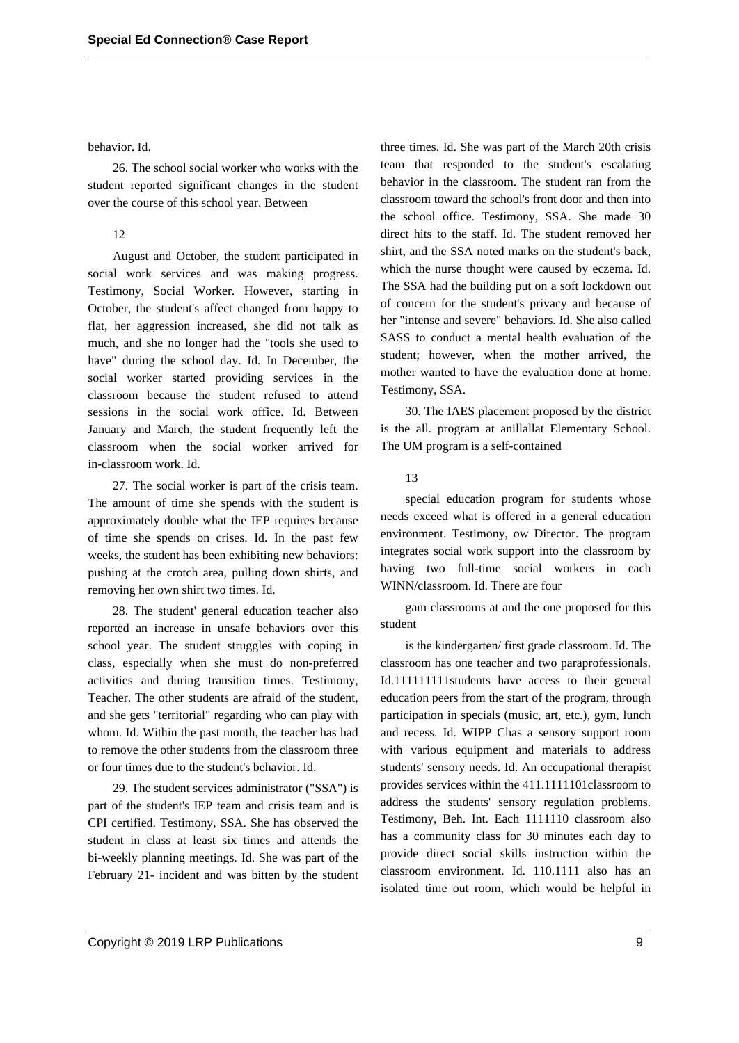behavior. Id.

26. The school social worker who works with the student reported significant changes in the student over the course of this school year. Between

12

August and October, the student participated in social work services and was making progress. Testimony, Social Worker. However, starting in October, the student's affect changed from happy to flat, her aggression increased, she did not talk as much, and she no longer had the "tools she used to have" during the school day. Id. In December, the social worker started providing services in the classroom because the student refused to attend sessions in the social work office. Id. Between January and March, the student frequently left the classroom when the social worker arrived for in-classroom work. Id.

27. The social worker is part of the crisis team. The amount of time she spends with the student is approximately double what the IEP requires because of time she spends on crises. Id. In the past few weeks, the student has been exhibiting new behaviors: pushing at the crotch area, pulling down shirts, and removing her own shirt two times. Id.

28. The student' general education teacher also reported an increase in unsafe behaviors over this school year. The student struggles with coping in class, especially when she must do non-preferred activities and during transition times. Testimony, Teacher. The other students are afraid of the student, and she gets "territorial" regarding who can play with whom. Id. Within the past month, the teacher has had to remove the other students from the classroom three or four times due to the student's behavior. Id.

29. The student services administrator ("SSA") is part of the student's IEP team and crisis team and is CPI certified. Testimony, SSA. She has observed the student in class at least six times and attends the bi-weekly planning meetings. Id. She was part of the February 21- incident and was bitten by the student three times. Id. She was part of the March 20th crisis team that responded to the student's escalating behavior in the classroom. The student ran from the classroom toward the school's front door and then into the school office. Testimony, SSA. She made 30 direct hits to the staff. Id. The student removed her shirt, and the SSA noted marks on the student's back, which the nurse thought were caused by eczema. Id. The SSA had the building put on a soft lockdown out of concern for the student's privacy and because of her "intense and severe" behaviors. Id. She also called SASS to conduct a mental health evaluation of the student; however, when the mother arrived, the mother wanted to have the evaluation done at home. Testimony, SSA.

30. The IAES placement proposed by the district is the all. program at anillallat Elementary School. The UM program is a self-contained

13

special education program for students whose needs exceed what is offered in a general education environment. Testimony, ow Director. The program integrates social work support into the classroom by having two full-time social workers in each WINN/classroom. Id. There are four

gam classrooms at and the one proposed for this student

is the kindergarten/ first grade classroom. Id. The classroom has one teacher and two paraprofessionals. Id.111111111students have access to their general education peers from the start of the program, through participation in specials (music, art, etc.), gym, lunch and recess. Id. WIPP Chas a sensory support room with various equipment and materials to address students' sensory needs. Id. An occupational therapist provides services within the 411.1111101classroom to address the students' sensory regulation problems. Testimony, Beh. Int. Each 1111110 classroom also has a community class for 30 minutes each day to provide direct social skills instruction within the classroom environment. Id. 110.1111 also has an isolated time out room, which would be helpful in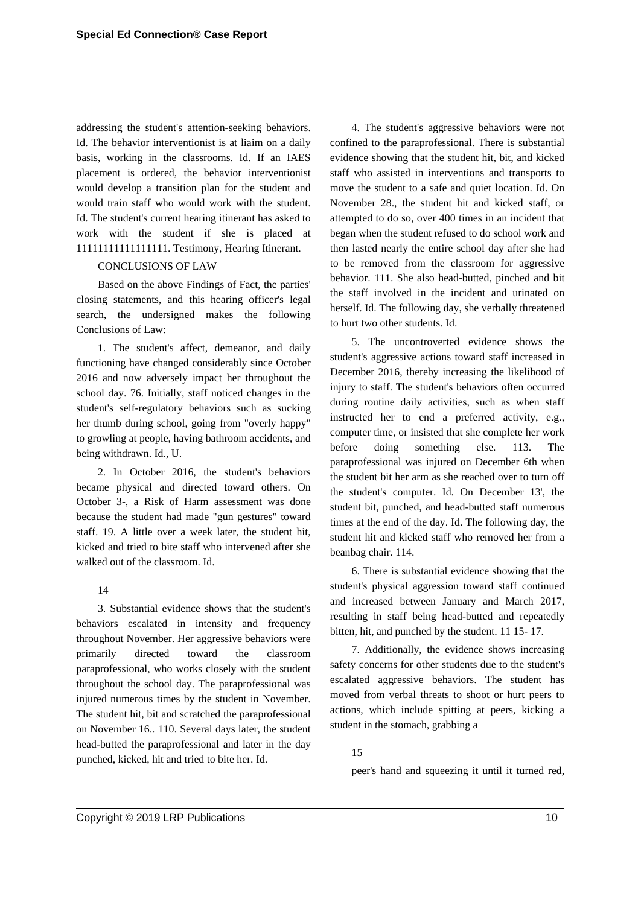addressing the student's attention-seeking behaviors. Id. The behavior interventionist is at liaim on a daily basis, working in the classrooms. Id. If an IAES placement is ordered, the behavior interventionist would develop a transition plan for the student and would train staff who would work with the student. Id. The student's current hearing itinerant has asked to work with the student if she is placed at 11111111111111111. Testimony, Hearing Itinerant.

CONCLUSIONS OF LAW

Based on the above Findings of Fact, the parties' closing statements, and this hearing officer's legal search, the undersigned makes the following Conclusions of Law:

1. The student's affect, demeanor, and daily functioning have changed considerably since October 2016 and now adversely impact her throughout the school day. 76. Initially, staff noticed changes in the student's self-regulatory behaviors such as sucking her thumb during school, going from "overly happy" to growling at people, having bathroom accidents, and being withdrawn. Id., U.

2. In October 2016, the student's behaviors became physical and directed toward others. On October 3-, a Risk of Harm assessment was done because the student had made "gun gestures" toward staff. 19. A little over a week later, the student hit, kicked and tried to bite staff who intervened after she walked out of the classroom. Id.

14

3. Substantial evidence shows that the student's behaviors escalated in intensity and frequency throughout November. Her aggressive behaviors were primarily directed toward the classroom paraprofessional, who works closely with the student throughout the school day. The paraprofessional was injured numerous times by the student in November. The student hit, bit and scratched the paraprofessional on November 16.. 110. Several days later, the student head-butted the paraprofessional and later in the day punched, kicked, hit and tried to bite her. Id.

4. The student's aggressive behaviors were not confined to the paraprofessional. There is substantial evidence showing that the student hit, bit, and kicked staff who assisted in interventions and transports to move the student to a safe and quiet location. Id. On November 28., the student hit and kicked staff, or attempted to do so, over 400 times in an incident that began when the student refused to do school work and then lasted nearly the entire school day after she had to be removed from the classroom for aggressive behavior. 111. She also head-butted, pinched and bit the staff involved in the incident and urinated on herself. Id. The following day, she verbally threatened to hurt two other students. Id.

5. The uncontroverted evidence shows the student's aggressive actions toward staff increased in December 2016, thereby increasing the likelihood of injury to staff. The student's behaviors often occurred during routine daily activities, such as when staff instructed her to end a preferred activity, e.g., computer time, or insisted that she complete her work before doing something else. 113. The paraprofessional was injured on December 6th when the student bit her arm as she reached over to turn off the student's computer. Id. On December 13', the student bit, punched, and head-butted staff numerous times at the end of the day. Id. The following day, the student hit and kicked staff who removed her from a beanbag chair. 114.

6. There is substantial evidence showing that the student's physical aggression toward staff continued and increased between January and March 2017, resulting in staff being head-butted and repeatedly bitten, hit, and punched by the student. 11 15- 17.

7. Additionally, the evidence shows increasing safety concerns for other students due to the student's escalated aggressive behaviors. The student has moved from verbal threats to shoot or hurt peers to actions, which include spitting at peers, kicking a student in the stomach, grabbing a

15

peer's hand and squeezing it until it turned red,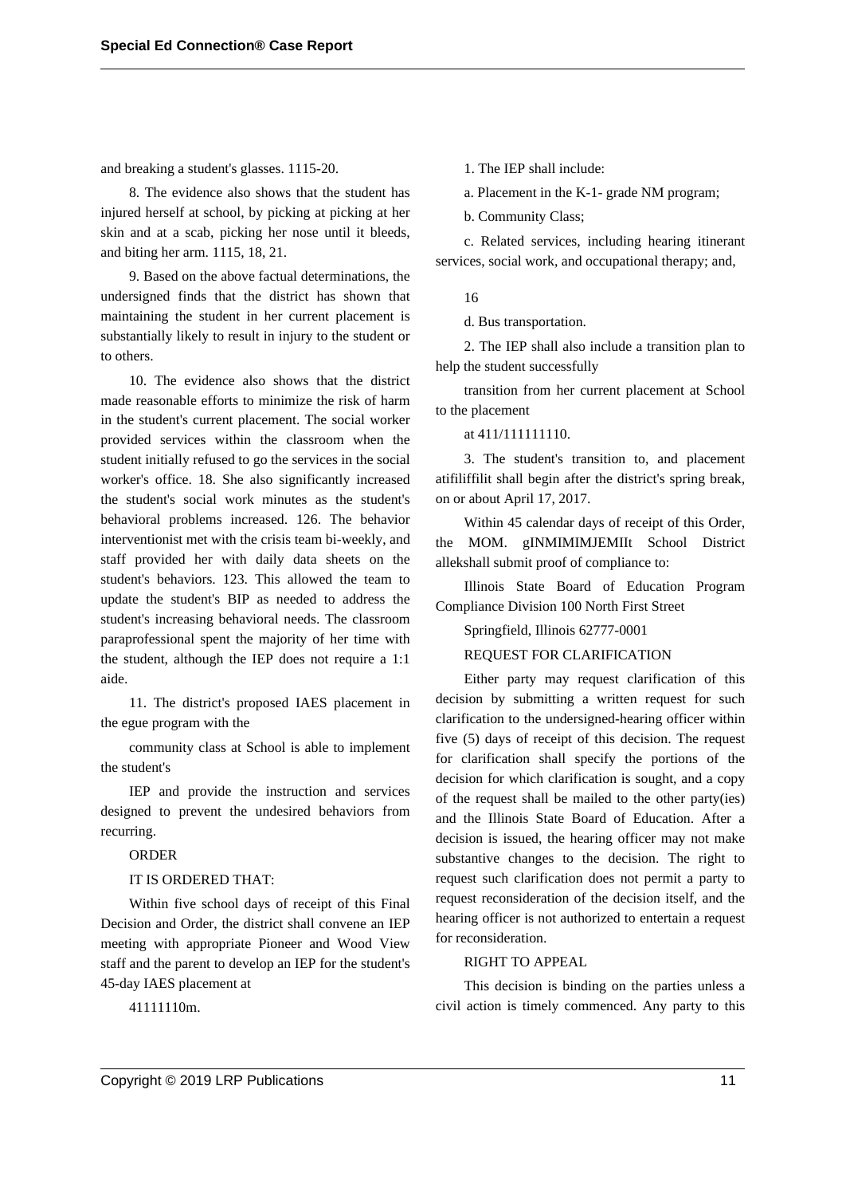and breaking a student's glasses. 1115-20.

8. The evidence also shows that the student has injured herself at school, by picking at picking at her skin and at a scab, picking her nose until it bleeds, and biting her arm. 1115, 18, 21.

9. Based on the above factual determinations, the undersigned finds that the district has shown that maintaining the student in her current placement is substantially likely to result in injury to the student or to others.

10. The evidence also shows that the district made reasonable efforts to minimize the risk of harm in the student's current placement. The social worker provided services within the classroom when the student initially refused to go the services in the social worker's office. 18. She also significantly increased the student's social work minutes as the student's behavioral problems increased. 126. The behavior interventionist met with the crisis team bi-weekly, and staff provided her with daily data sheets on the student's behaviors. 123. This allowed the team to update the student's BIP as needed to address the student's increasing behavioral needs. The classroom paraprofessional spent the majority of her time with the student, although the IEP does not require a 1:1 aide.

11. The district's proposed IAES placement in the egue program with the

community class at School is able to implement the student's

IEP and provide the instruction and services designed to prevent the undesired behaviors from recurring.

ORDER

IT IS ORDERED THAT:

Within five school days of receipt of this Final Decision and Order, the district shall convene an IEP meeting with appropriate Pioneer and Wood View staff and the parent to develop an IEP for the student's 45-day IAES placement at

41111110m.

1. The IEP shall include:

a. Placement in the K-1- grade NM program;

b. Community Class;

c. Related services, including hearing itinerant services, social work, and occupational therapy; and,

16

d. Bus transportation.

2. The IEP shall also include a transition plan to help the student successfully

transition from her current placement at School to the placement

at 411/111111110.

3. The student's transition to, and placement atifiliffilit shall begin after the district's spring break, on or about April 17, 2017.

Within 45 calendar days of receipt of this Order, the MOM. gINMIMIMJEMIIt School District allekshall submit proof of compliance to:

Illinois State Board of Education Program Compliance Division 100 North First Street

Springfield, Illinois 62777-0001

REQUEST FOR CLARIFICATION

Either party may request clarification of this decision by submitting a written request for such clarification to the undersigned-hearing officer within five (5) days of receipt of this decision. The request for clarification shall specify the portions of the decision for which clarification is sought, and a copy of the request shall be mailed to the other party(ies) and the Illinois State Board of Education. After a decision is issued, the hearing officer may not make substantive changes to the decision. The right to request such clarification does not permit a party to request reconsideration of the decision itself, and the hearing officer is not authorized to entertain a request for reconsideration.

RIGHT TO APPEAL

This decision is binding on the parties unless a civil action is timely commenced. Any party to this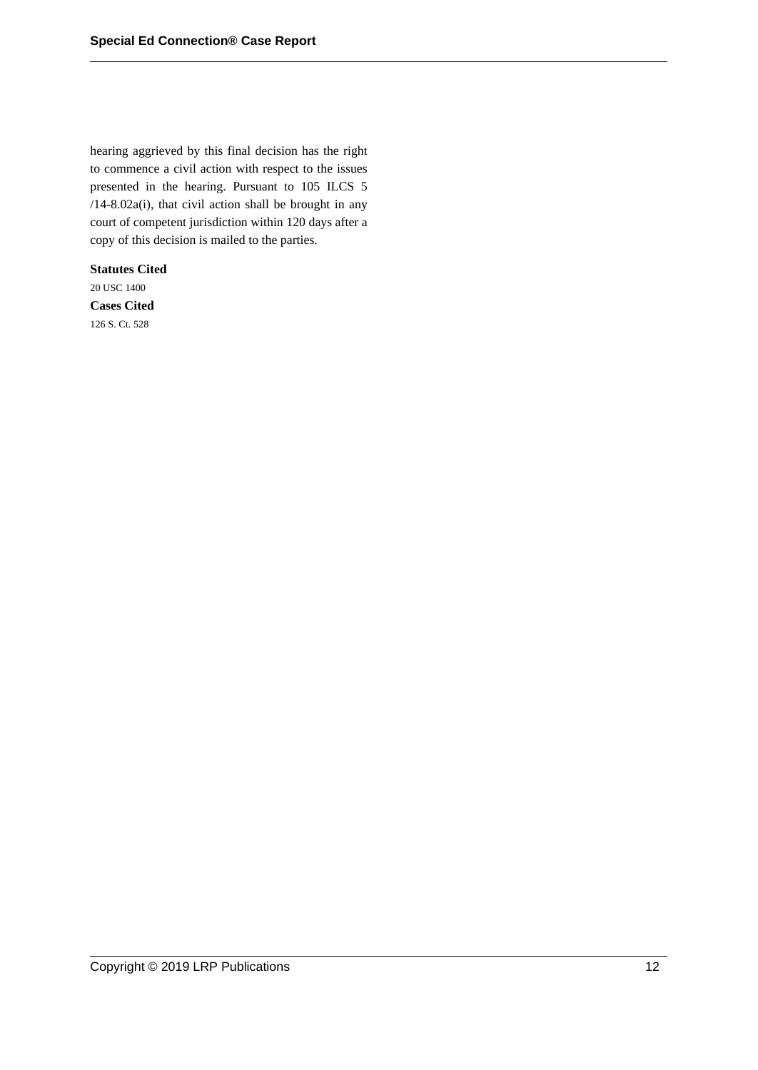hearing aggrieved by this final decision has the right to commence a civil action with respect to the issues presented in the hearing. Pursuant to 105 ILCS 5 /14-8.02a(i), that civil action shall be brought in any court of competent jurisdiction within 120 days after a copy of this decision is mailed to the parties.

**Statutes Cited**

20 USC 1400

**Cases Cited**

126 S. Ct. 528